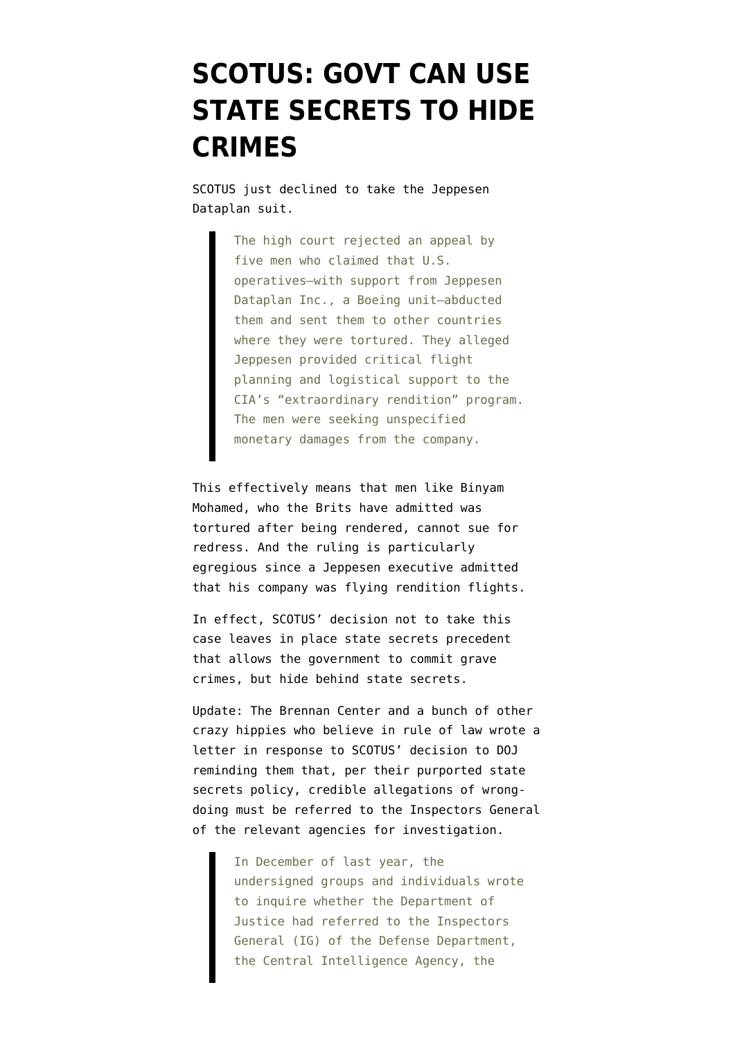# SCOTUS: GOVT CAN USE STATE SECRETS TO HIDE CRIMES

SCOTUS just declined to take the Jeppesen Dataplan suit.

> The high court rejected an appeal by five men who claimed that U.S. operatives—with support from Jeppesen Dataplan Inc., a Boeing unit—abducted them and sent them to other countries where they were tortured. They alleged Jeppesen provided critical flight planning and logistical support to the CIA's "extraordinary rendition" program. The men were seeking unspecified monetary damages from the company.

This effectively means that men like Binyam Mohamed, who the Brits have admitted was tortured after being rendered, cannot sue for redress. And the ruling is particularly egregious since a Jeppesen executive admitted that his company was flying rendition flights.

In effect, SCOTUS' decision not to take this case leaves in place state secrets precedent that allows the government to commit grave crimes, but hide behind state secrets.

Update: The Brennan Center and a bunch of other crazy hippies who believe in rule of law wrote a letter in response to SCOTUS' decision to DOJ reminding them that, per their purported state secrets policy, credible allegations of wrong-doing must be referred to the Inspectors General of the relevant agencies for investigation.

> In December of last year, the undersigned groups and individuals wrote to inquire whether the Department of Justice had referred to the Inspectors General (IG) of the Defense Department, the Central Intelligence Agency, the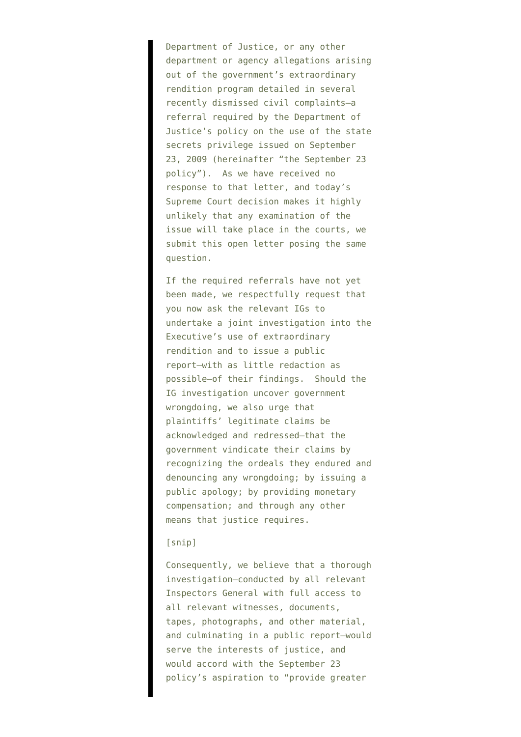> Department of Justice, or any other department or agency allegations arising out of the government's extraordinary rendition program detailed in several recently dismissed civil complaints—a referral required by the Department of Justice's policy on the use of the state secrets privilege issued on September 23, 2009 (hereinafter "the September 23 policy"). As we have received no response to that letter, and today's Supreme Court decision makes it highly unlikely that any examination of the issue will take place in the courts, we submit this open letter posing the same question.
>
> If the required referrals have not yet been made, we respectfully request that you now ask the relevant IGs to undertake a joint investigation into the Executive's use of extraordinary rendition and to issue a public report—with as little redaction as possible—of their findings. Should the IG investigation uncover government wrongdoing, we also urge that plaintiffs' legitimate claims be acknowledged and redressed—that the government vindicate their claims by recognizing the ordeals they endured and denouncing any wrongdoing; by issuing a public apology; by providing monetary compensation; and through any other means that justice requires.
>
> [snip]
>
> Consequently, we believe that a thorough investigation—conducted by all relevant Inspectors General with full access to all relevant witnesses, documents, tapes, photographs, and other material, and culminating in a public report—would serve the interests of justice, and would accord with the September 23 policy's aspiration to "provide greater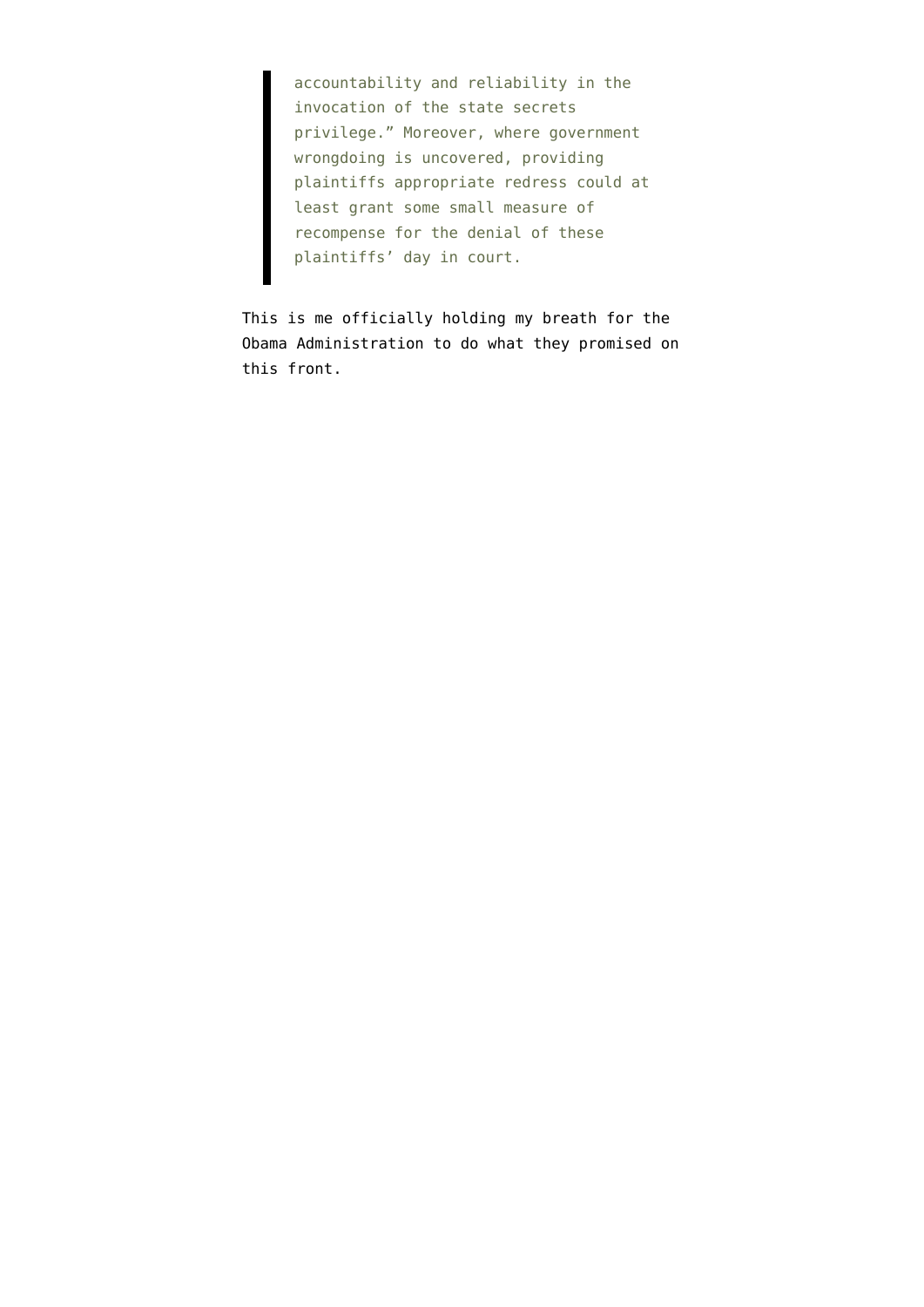> accountability and reliability in the invocation of the state secrets privilege." Moreover, where government wrongdoing is uncovered, providing plaintiffs appropriate redress could at least grant some small measure of recompense for the denial of these plaintiffs' day in court.

This is me officially holding my breath for the Obama Administration to do what they promised on this front.